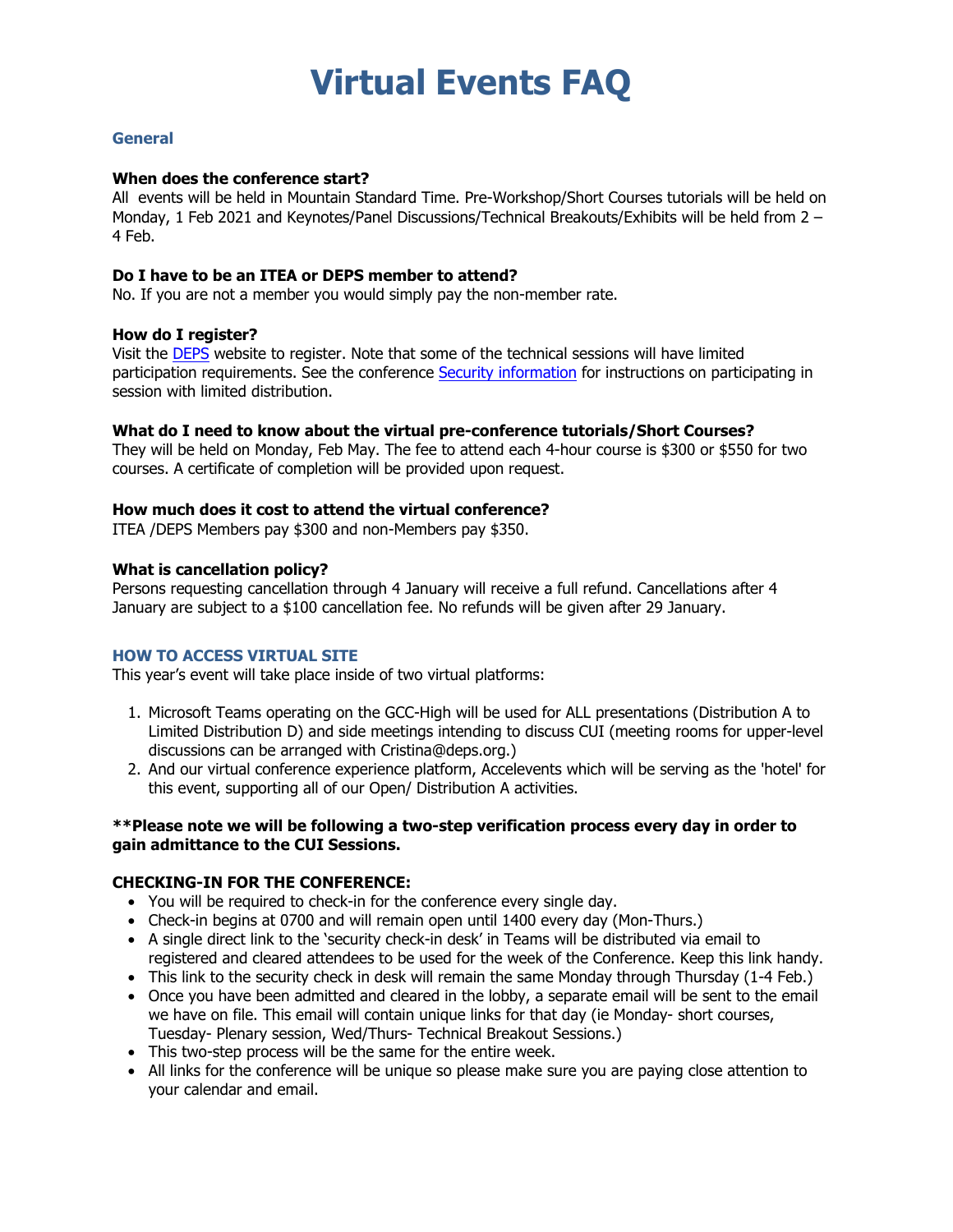# Virtual Events FAQ

## General

**When does the conference start?**
All events will be held in Mountain Standard Time. Pre-Workshop/Short Courses tutorials will be held on Monday, 1 Feb 2021 and Keynotes/Panel Discussions/Technical Breakouts/Exhibits will be held from 2 – 4 Feb.

**Do I have to be an ITEA or DEPS member to attend?**
No. If you are not a member you would simply pay the non-member rate.

**How do I register?**
Visit the DEPS website to register. Note that some of the technical sessions will have limited participation requirements. See the conference Security information for instructions on participating in session with limited distribution.

**What do I need to know about the virtual pre-conference tutorials/Short Courses?**
They will be held on Monday, Feb May. The fee to attend each 4-hour course is $300 or $550 for two courses. A certificate of completion will be provided upon request.

**How much does it cost to attend the virtual conference?**
ITEA /DEPS Members pay $300 and non-Members pay $350.

**What is cancellation policy?**
Persons requesting cancellation through 4 January will receive a full refund. Cancellations after 4 January are subject to a $100 cancellation fee. No refunds will be given after 29 January.

## HOW TO ACCESS VIRTUAL SITE

This year's event will take place inside of two virtual platforms:

1. Microsoft Teams operating on the GCC-High will be used for ALL presentations (Distribution A to Limited Distribution D) and side meetings intending to discuss CUI (meeting rooms for upper-level discussions can be arranged with Cristina@deps.org.)
2. And our virtual conference experience platform, Accelevents which will be serving as the 'hotel' for this event, supporting all of our Open/ Distribution A activities.

**\*\*Please note we will be following a two-step verification process every day in order to gain admittance to the CUI Sessions.**

**CHECKING-IN FOR THE CONFERENCE:**

- You will be required to check-in for the conference every single day.
- Check-in begins at 0700 and will remain open until 1400 every day (Mon-Thurs.)
- A single direct link to the 'security check-in desk' in Teams will be distributed via email to registered and cleared attendees to be used for the week of the Conference. Keep this link handy.
- This link to the security check in desk will remain the same Monday through Thursday (1-4 Feb.)
- Once you have been admitted and cleared in the lobby, a separate email will be sent to the email we have on file. This email will contain unique links for that day (ie Monday- short courses, Tuesday- Plenary session, Wed/Thurs- Technical Breakout Sessions.)
- This two-step process will be the same for the entire week.
- All links for the conference will be unique so please make sure you are paying close attention to your calendar and email.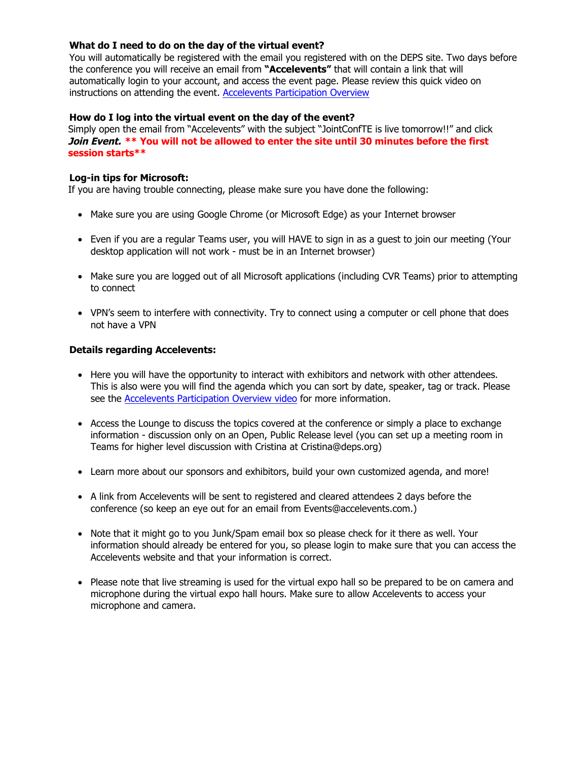**What do I need to do on the day of the virtual event?**

You will automatically be registered with the email you registered with on the DEPS site. Two days before the conference you will receive an email from **"Accelevents"** that will contain a link that will automatically login to your account, and access the event page. Please review this quick video on instructions on attending the event. [Accelevents Participation Overview]

**How do I log into the virtual event on the day of the event?**

Simply open the email from "Accelevents" with the subject "JointConfTE is live tomorrow!!" and click ***Join Event.*** **\*\* You will not be allowed to enter the site until 30 minutes before the first session starts\*\***

**Log-in tips for Microsoft:**

If you are having trouble connecting, please make sure you have done the following:

- Make sure you are using Google Chrome (or Microsoft Edge) as your Internet browser
- Even if you are a regular Teams user, you will HAVE to sign in as a guest to join our meeting (Your desktop application will not work - must be in an Internet browser)
- Make sure you are logged out of all Microsoft applications (including CVR Teams) prior to attempting to connect
- VPN's seem to interfere with connectivity. Try to connect using a computer or cell phone that does not have a VPN

**Details regarding Accelevents:**

- Here you will have the opportunity to interact with exhibitors and network with other attendees. This is also were you will find the agenda which you can sort by date, speaker, tag or track. Please see the [Accelevents Participation Overview video] for more information.
- Access the Lounge to discuss the topics covered at the conference or simply a place to exchange information - discussion only on an Open, Public Release level (you can set up a meeting room in Teams for higher level discussion with Cristina at Cristina@deps.org)
- Learn more about our sponsors and exhibitors, build your own customized agenda, and more!
- A link from Accelevents will be sent to registered and cleared attendees 2 days before the conference (so keep an eye out for an email from Events@accelevents.com.)
- Note that it might go to you Junk/Spam email box so please check for it there as well. Your information should already be entered for you, so please login to make sure that you can access the Accelevents website and that your information is correct.
- Please note that live streaming is used for the virtual expo hall so be prepared to be on camera and microphone during the virtual expo hall hours. Make sure to allow Accelevents to access your microphone and camera.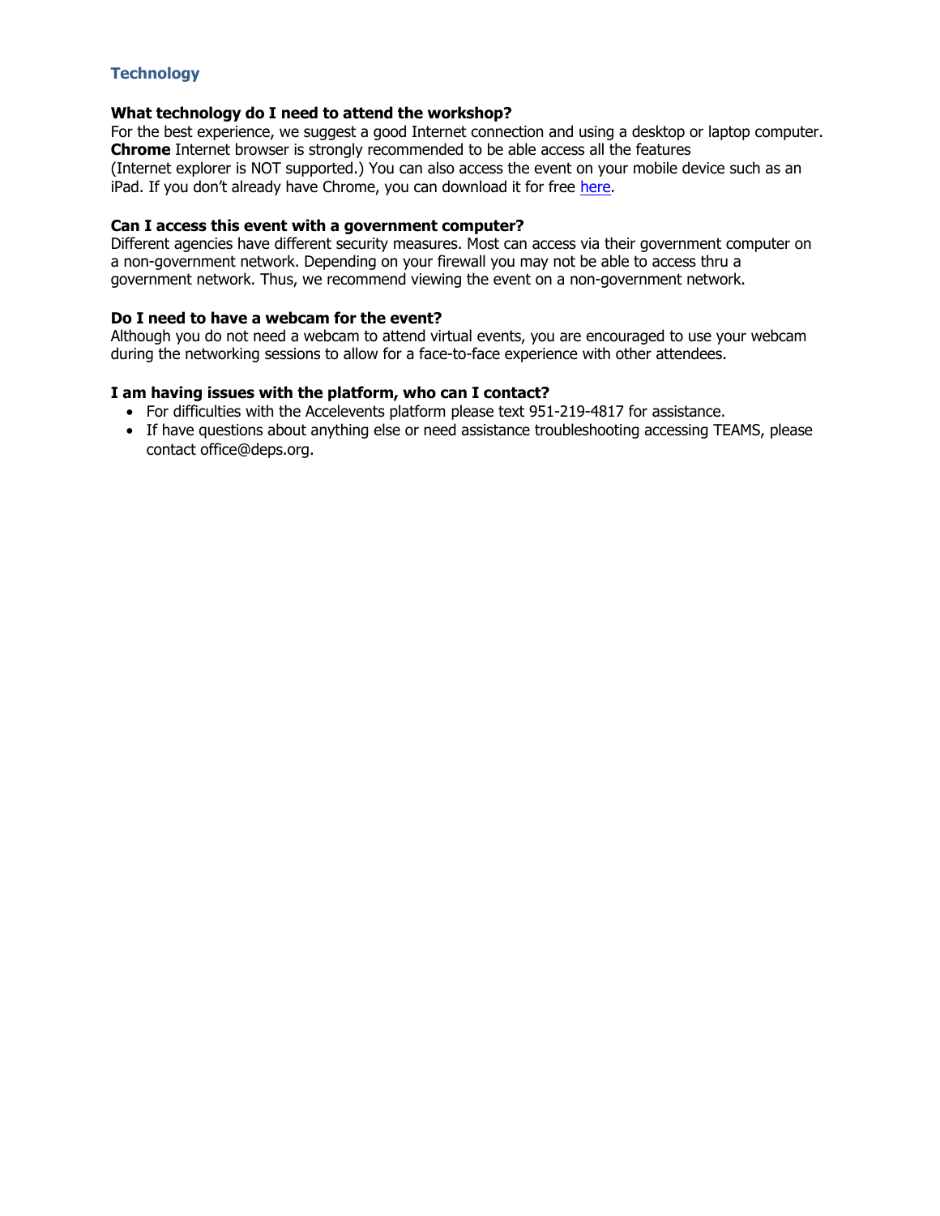## Technology

**What technology do I need to attend the workshop?**

For the best experience, we suggest a good Internet connection and using a desktop or laptop computer. **Chrome** Internet browser is strongly recommended to be able access all the features (Internet explorer is NOT supported.) You can also access the event on your mobile device such as an iPad. If you don't already have Chrome, you can download it for free here.

**Can I access this event with a government computer?**

Different agencies have different security measures. Most can access via their government computer on a non-government network. Depending on your firewall you may not be able to access thru a government network. Thus, we recommend viewing the event on a non-government network.

**Do I need to have a webcam for the event?**

Although you do not need a webcam to attend virtual events, you are encouraged to use your webcam during the networking sessions to allow for a face-to-face experience with other attendees.

**I am having issues with the platform, who can I contact?**

- For difficulties with the Accelevents platform please text 951-219-4817 for assistance.
- If have questions about anything else or need assistance troubleshooting accessing TEAMS, please contact office@deps.org.